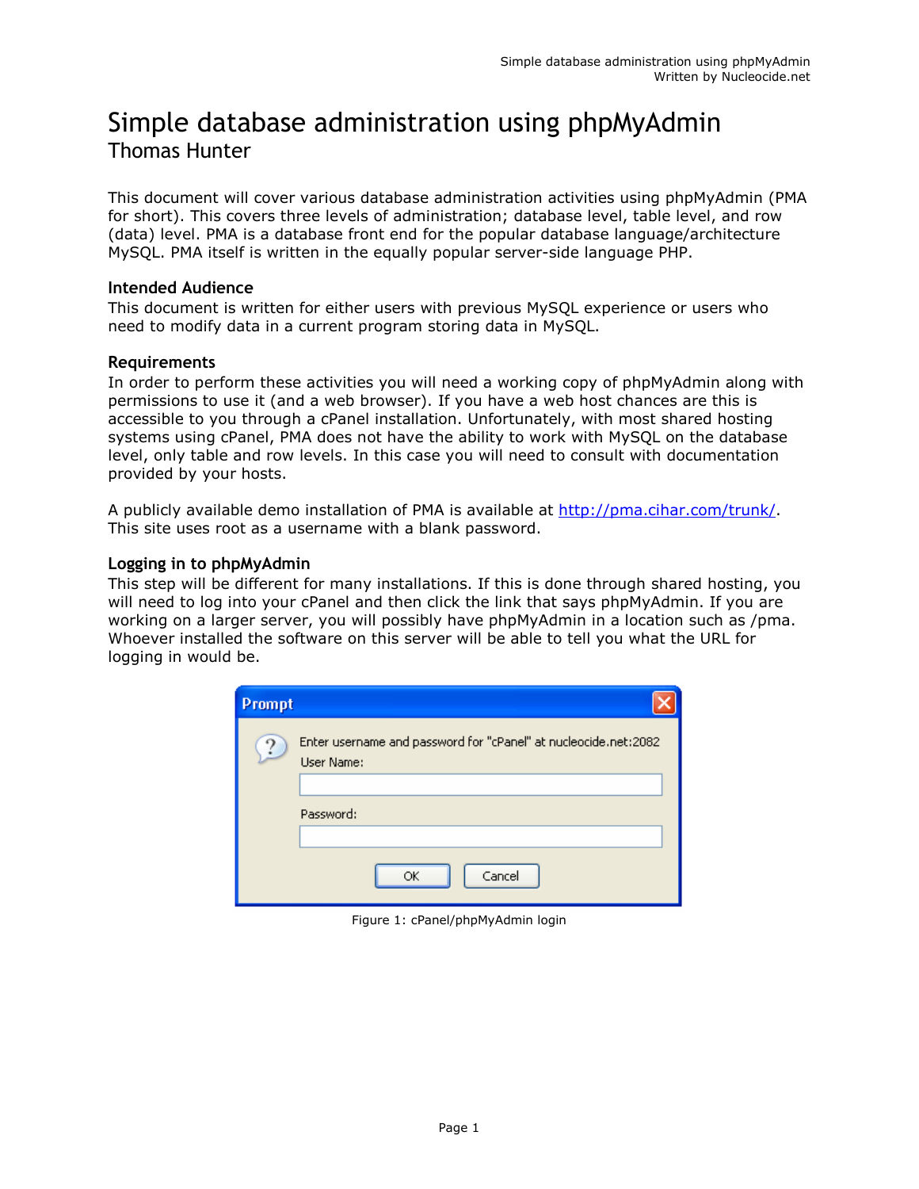# Simple database administration using phpMyAdmin

Thomas Hunter

This document will cover various database administration activities using phpMyAdmin (PMA for short). This covers three levels of administration; database level, table level, and row (data) level. PMA is a database front end for the popular database language/architecture MySQL. PMA itself is written in the equally popular server-side language PHP.

### Intended Audience

This document is written for either users with previous MySQL experience or users who need to modify data in a current program storing data in MySQL.

### Requirements

In order to perform these activities you will need a working copy of phpMyAdmin along with permissions to use it (and a web browser). If you have a web host chances are this is accessible to you through a cPanel installation. Unfortunately, with most shared hosting systems using cPanel, PMA does not have the ability to work with MySQL on the database level, only table and row levels. In this case you will need to consult with documentation provided by your hosts.

A publicly available demo installation of PMA is available at [http://pma.cihar.com/trunk/](http://pma.cihar.com/trunk/). This site uses root as a username with a blank password.

### Logging in to phpMyAdmin

This step will be different for many installations. If this is done through shared hosting, you will need to log into your cPanel and then click the link that says phpMyAdmin. If you are working on a larger server, you will possibly have phpMyAdmin in a location such as /pma. Whoever installed the software on this server will be able to tell you what the URL for logging in would be.

Figure 1: cPanel/phpMyAdmin login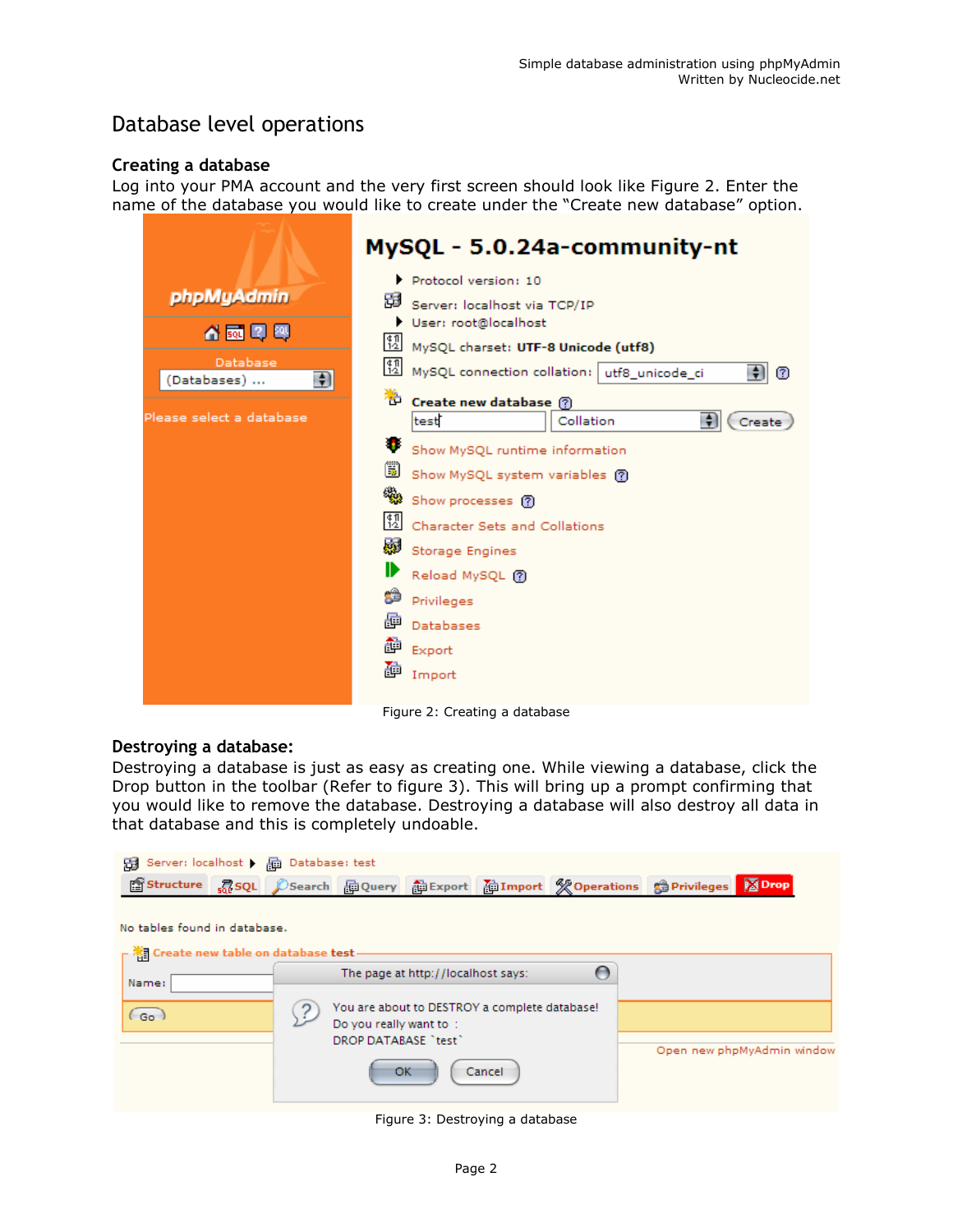# Database level operations

## Creating a database

Log into your PMA account and the very first screen should look like Figure 2. Enter the name of the database you would like to create under the "Create new database" option.

Figure 2: Creating a database

## Destroying a database:

Destroying a database is just as easy as creating one. While viewing a database, click the Drop button in the toolbar (Refer to figure 3). This will bring up a prompt confirming that you would like to remove the database. Destroying a database will also destroy all data in that database and this is completely undoable.

Figure 3: Destroying a database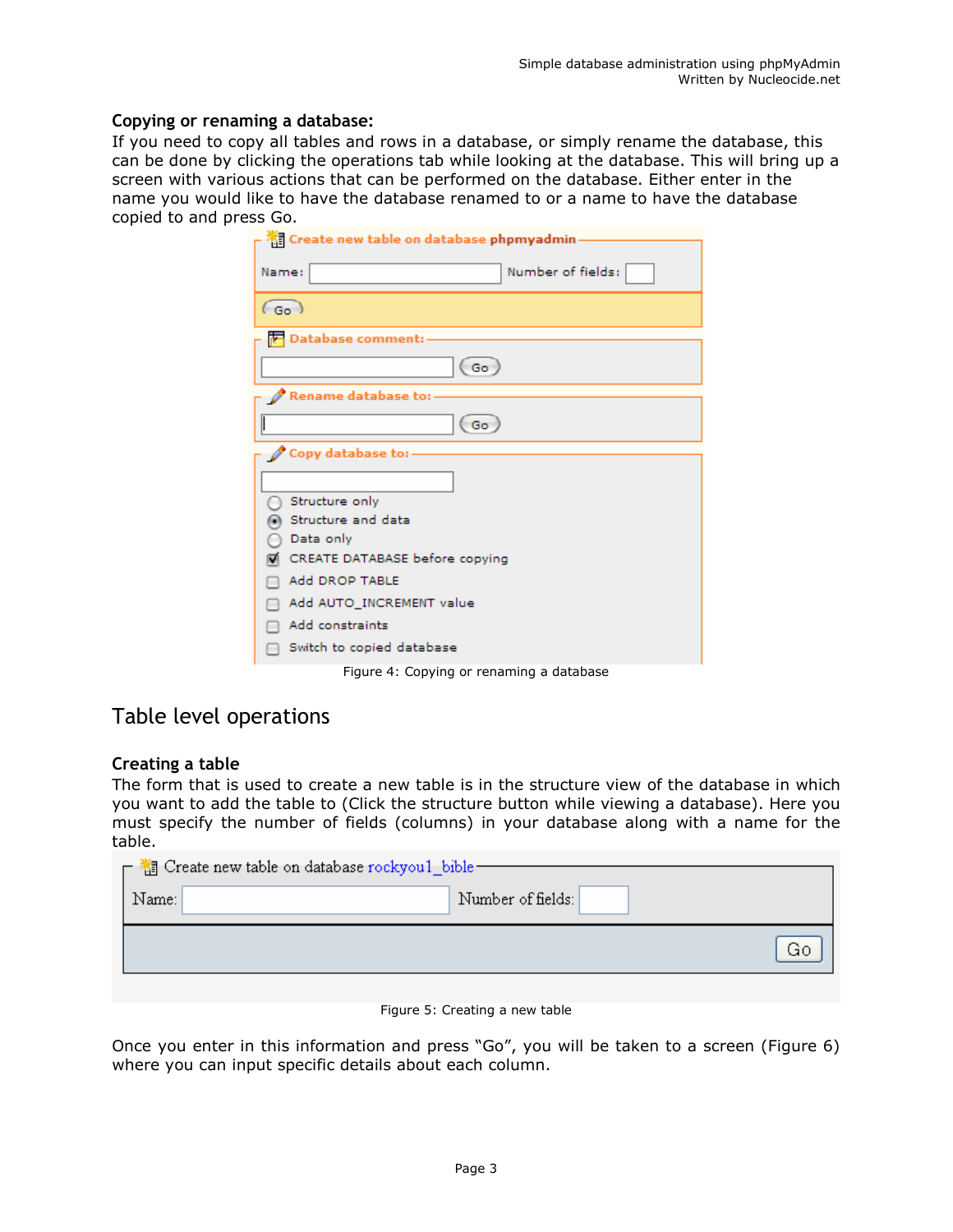**Copying or renaming a database:**

If you need to copy all tables and rows in a database, or simply rename the database, this can be done by clicking the operations tab while looking at the database. This will bring up a screen with various actions that can be performed on the database. Either enter in the name you would like to have the database renamed to or a name to have the database copied to and press Go.

Figure 4: Copying or renaming a database

## Table level operations

**Creating a table**

The form that is used to create a new table is in the structure view of the database in which you want to add the table to (Click the structure button while viewing a database). Here you must specify the number of fields (columns) in your database along with a name for the table.

Figure 5: Creating a new table

Once you enter in this information and press "Go", you will be taken to a screen (Figure 6) where you can input specific details about each column.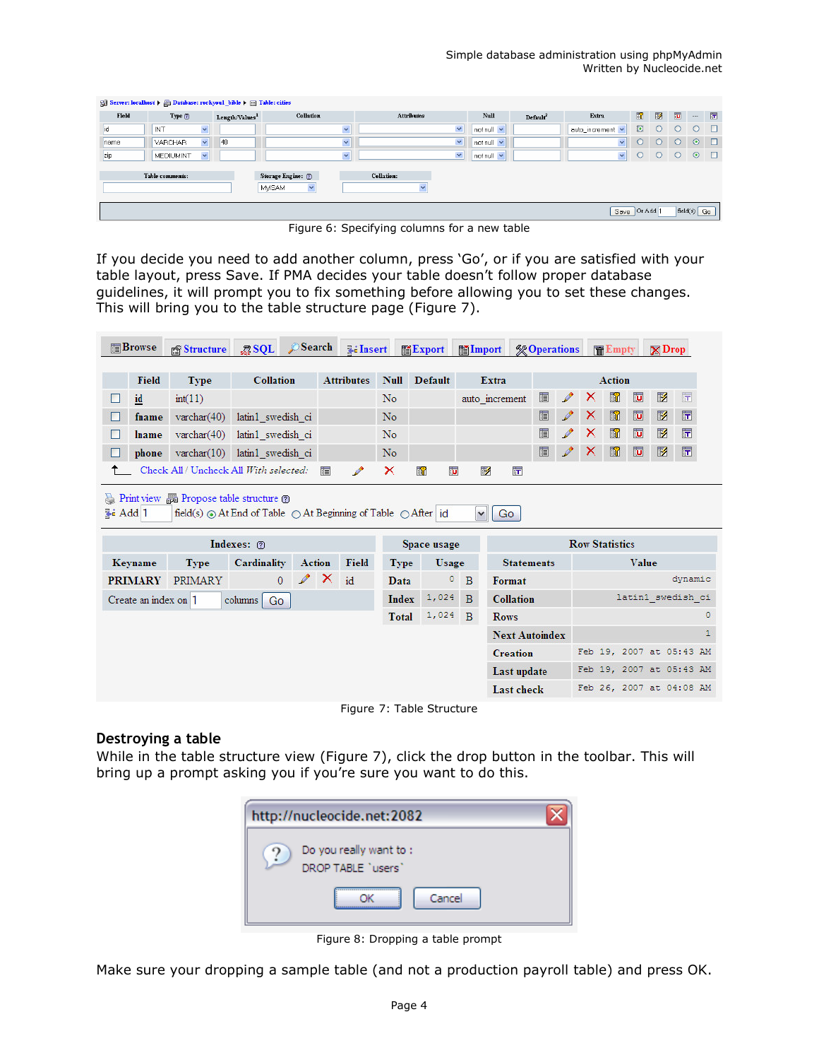Figure 6: Specifying columns for a new table

If you decide you need to add another column, press 'Go', or if you are satisfied with your table layout, press Save. If PMA decides your table doesn't follow proper database guidelines, it will prompt you to fix something before allowing you to set these changes. This will bring you to the table structure page (Figure 7).

Figure 7: Table Structure

## Destroying a table

While in the table structure view (Figure 7), click the drop button in the toolbar. This will bring up a prompt asking you if you're sure you want to do this.

Figure 8: Dropping a table prompt

Make sure your dropping a sample table (and not a production payroll table) and press OK.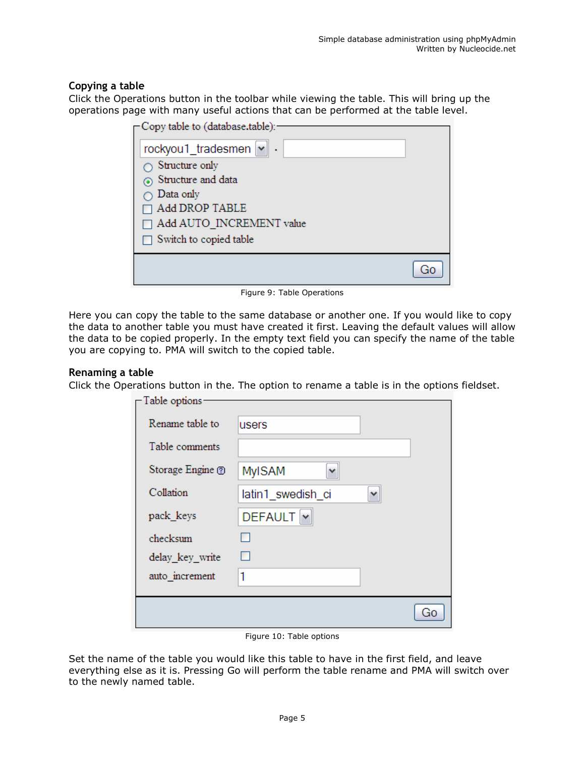### Copying a table

Click the Operations button in the toolbar while viewing the table. This will bring up the operations page with many useful actions that can be performed at the table level.

Figure 9: Table Operations

Here you can copy the table to the same database or another one. If you would like to copy the data to another table you must have created it first. Leaving the default values will allow the data to be copied properly. In the empty text field you can specify the name of the table you are copying to. PMA will switch to the copied table.

### Renaming a table

Click the Operations button in the. The option to rename a table is in the options fieldset.

Figure 10: Table options

Set the name of the table you would like this table to have in the first field, and leave everything else as it is. Pressing Go will perform the table rename and PMA will switch over to the newly named table.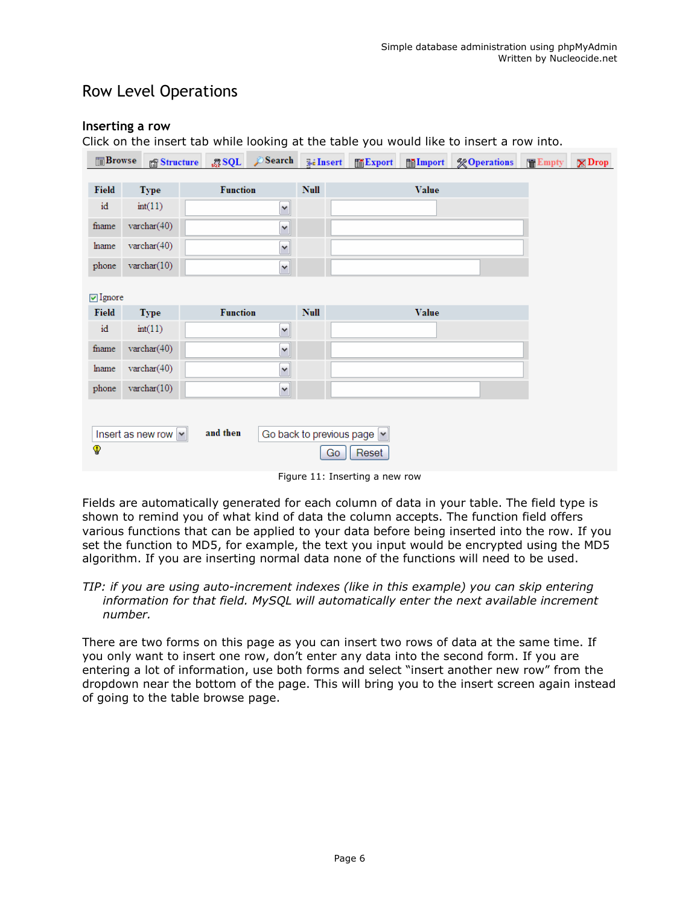## Row Level Operations

### Inserting a row

Click on the insert tab while looking at the table you would like to insert a row into.

Browse | Structure | SQL | Search | Insert | Export | Import | Operations | Empty | Drop

| Field | Type | Function | Null | Value |
| --- | --- | --- | --- | --- |
| id | int(11) | | | |
| fname | varchar(40) | | | |
| lname | varchar(40) | | | |
| phone | varchar(10) | | | |

☑ Ignore

| Field | Type | Function | Null | Value |
| --- | --- | --- | --- | --- |
| id | int(11) | | | |
| fname | varchar(40) | | | |
| lname | varchar(40) | | | |
| phone | varchar(10) | | | |

Insert as new row — and then — Go back to previous page

Go | Reset

Figure 11: Inserting a new row

Fields are automatically generated for each column of data in your table. The field type is shown to remind you of what kind of data the column accepts. The function field offers various functions that can be applied to your data before being inserted into the row. If you set the function to MD5, for example, the text you input would be encrypted using the MD5 algorithm. If you are inserting normal data none of the functions will need to be used.

*TIP: if you are using auto-increment indexes (like in this example) you can skip entering information for that field. MySQL will automatically enter the next available increment number.*

There are two forms on this page as you can insert two rows of data at the same time. If you only want to insert one row, don't enter any data into the second form. If you are entering a lot of information, use both forms and select "insert another new row" from the dropdown near the bottom of the page. This will bring you to the insert screen again instead of going to the table browse page.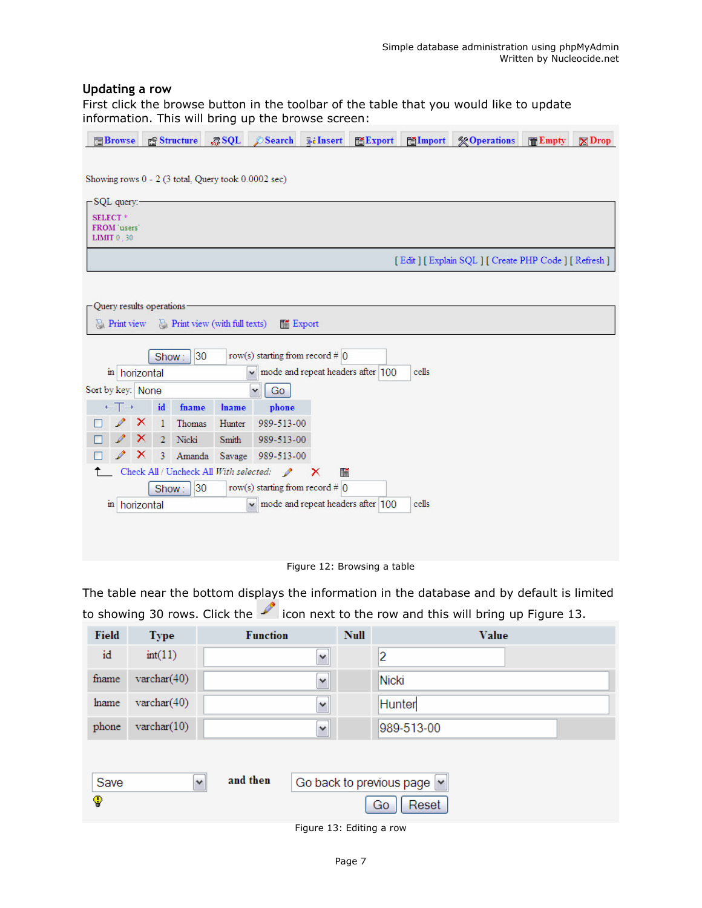## Updating a row

First click the browse button in the toolbar of the table that you would like to update information. This will bring up the browse screen:

Browse | Structure | SQL | Search | Insert | Export | Import | Operations | Empty | Drop

Showing rows 0 - 2 (3 total, Query took 0.0002 sec)

SQL query:

```
SELECT *
FROM `users`
LIMIT 0 , 30
```

[ Edit ] [ Explain SQL ] [ Create PHP Code ] [ Refresh ]

Query results operations

Print view    Print view (with full texts)    Export

Show : 30 row(s) starting from record # 0

in horizontal mode and repeat headers after 100 cells

Sort by key: None  Go

| | | | id | fname | lname | phone |
|---|---|---|---|---|---|---|
| ☐ | ✎ | ✕ | 1 | Thomas | Hunter | 989-513-00 |
| ☐ | ✎ | ✕ | 2 | Nicki | Smith | 989-513-00 |
| ☐ | ✎ | ✕ | 3 | Amanda | Savage | 989-513-00 |

Check All / Uncheck All *With selected:*

Show : 30 row(s) starting from record # 0

in horizontal mode and repeat headers after 100 cells

Figure 12: Browsing a table

The table near the bottom displays the information in the database and by default is limited to showing 30 rows. Click the ✎ icon next to the row and this will bring up Figure 13.

| Field | Type | Function | Null | Value |
|---|---|---|---|---|
| id | int(11) | | | 2 |
| fname | varchar(40) | | | Nicki |
| lname | varchar(40) | | | Hunter |
| phone | varchar(10) | | | 989-513-00 |

Save  and then  Go back to previous page

Go  Reset

Figure 13: Editing a row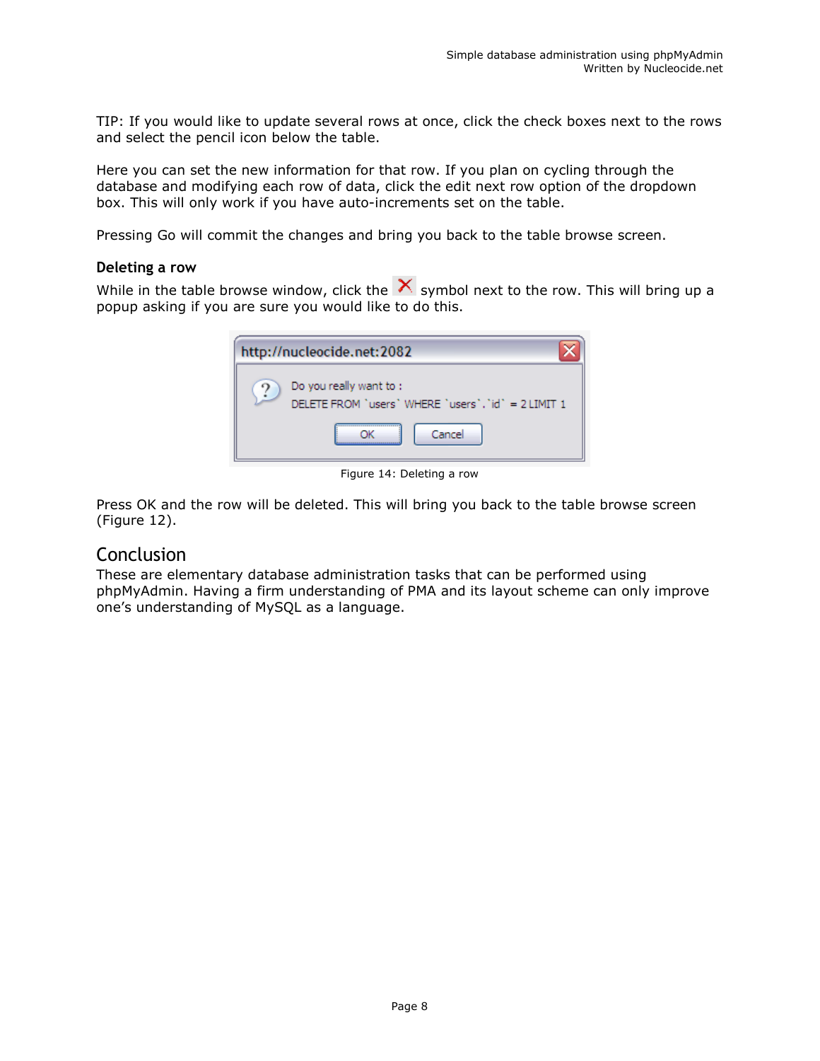TIP: If you would like to update several rows at once, click the check boxes next to the rows and select the pencil icon below the table.

Here you can set the new information for that row. If you plan on cycling through the database and modifying each row of data, click the edit next row option of the dropdown box. This will only work if you have auto-increments set on the table.

Pressing Go will commit the changes and bring you back to the table browse screen.

### Deleting a row

While in the table browse window, click the ✕ symbol next to the row. This will bring up a popup asking if you are sure you would like to do this.

Figure 14: Deleting a row

Press OK and the row will be deleted. This will bring you back to the table browse screen (Figure 12).

## Conclusion

These are elementary database administration tasks that can be performed using phpMyAdmin. Having a firm understanding of PMA and its layout scheme can only improve one's understanding of MySQL as a language.